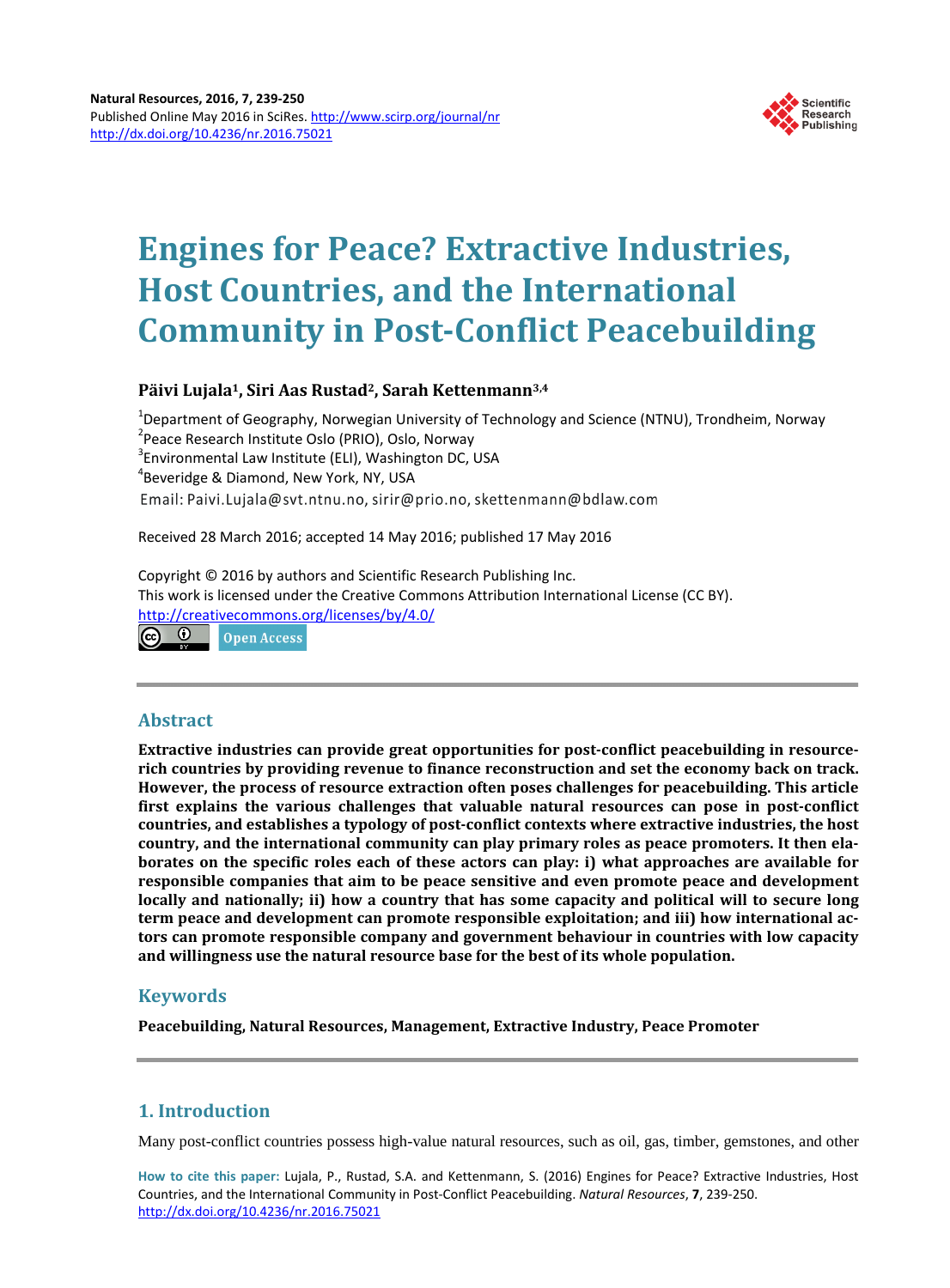Natural Resources, 2016, 7, 239-250
Published Online May 2016 in SciRes. http://www.scirp.org/journal/nr
http://dx.doi.org/10.4236/nr.2016.75021

# Engines for Peace? Extractive Industries, Host Countries, and the International Community in Post-Conflict Peacebuilding

**Päivi Lujala[1], Siri Aas Rustad[2], Sarah Kettenmann[3,4]**

[1]Department of Geography, Norwegian University of Technology and Science (NTNU), Trondheim, Norway
[2]Peace Research Institute Oslo (PRIO), Oslo, Norway
[3]Environmental Law Institute (ELI), Washington DC, USA
[4]Beveridge & Diamond, New York, NY, USA
Email: Paivi.Lujala@svt.ntnu.no, sirir@prio.no, skettenmann@bdlaw.com

Received 28 March 2016; accepted 14 May 2016; published 17 May 2016

Copyright © 2016 by authors and Scientific Research Publishing Inc.
This work is licensed under the Creative Commons Attribution International License (CC BY).
http://creativecommons.org/licenses/by/4.0/
Open Access

## Abstract

**Extractive industries can provide great opportunities for post-conflict peacebuilding in resource-rich countries by providing revenue to finance reconstruction and set the economy back on track. However, the process of resource extraction often poses challenges for peacebuilding. This article first explains the various challenges that valuable natural resources can pose in post-conflict countries, and establishes a typology of post-conflict contexts where extractive industries, the host country, and the international community can play primary roles as peace promoters. It then elaborates on the specific roles each of these actors can play: i) what approaches are available for responsible companies that aim to be peace sensitive and even promote peace and development locally and nationally; ii) how a country that has some capacity and political will to secure long term peace and development can promote responsible exploitation; and iii) how international actors can promote responsible company and government behaviour in countries with low capacity and willingness use the natural resource base for the best of its whole population.**

## Keywords

**Peacebuilding, Natural Resources, Management, Extractive Industry, Peace Promoter**

## 1. Introduction

Many post-conflict countries possess high-value natural resources, such as oil, gas, timber, gemstones, and other

**How to cite this paper:** Lujala, P., Rustad, S.A. and Kettenmann, S. (2016) Engines for Peace? Extractive Industries, Host Countries, and the International Community in Post-Conflict Peacebuilding. *Natural Resources*, **7**, 239-250. http://dx.doi.org/10.4236/nr.2016.75021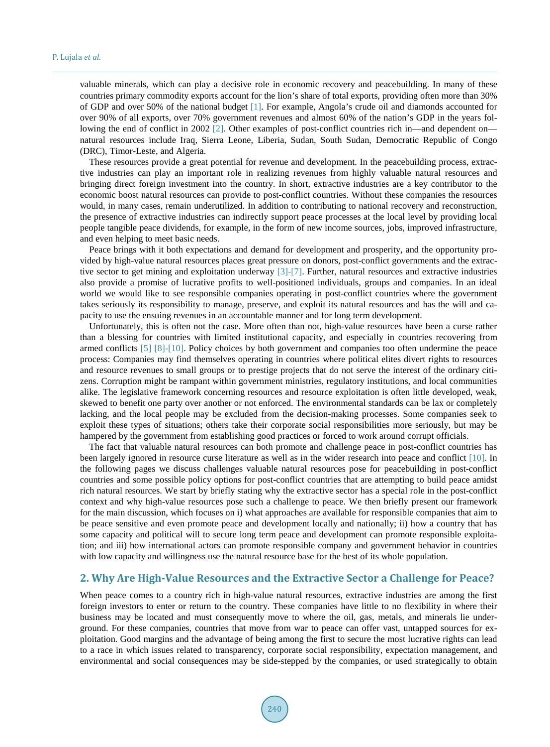valuable minerals, which can play a decisive role in economic recovery and peacebuilding. In many of these countries primary commodity exports account for the lion's share of total exports, providing often more than 30% of GDP and over 50% of the national budget [1]. For example, Angola's crude oil and diamonds accounted for over 90% of all exports, over 70% government revenues and almost 60% of the nation's GDP in the years following the end of conflict in 2002 [2]. Other examples of post-conflict countries rich in—and dependent on—natural resources include Iraq, Sierra Leone, Liberia, Sudan, South Sudan, Democratic Republic of Congo (DRC), Timor-Leste, and Algeria.

These resources provide a great potential for revenue and development. In the peacebuilding process, extractive industries can play an important role in realizing revenues from highly valuable natural resources and bringing direct foreign investment into the country. In short, extractive industries are a key contributor to the economic boost natural resources can provide to post-conflict countries. Without these companies the resources would, in many cases, remain underutilized. In addition to contributing to national recovery and reconstruction, the presence of extractive industries can indirectly support peace processes at the local level by providing local people tangible peace dividends, for example, in the form of new income sources, jobs, improved infrastructure, and even helping to meet basic needs.

Peace brings with it both expectations and demand for development and prosperity, and the opportunity provided by high-value natural resources places great pressure on donors, post-conflict governments and the extractive sector to get mining and exploitation underway [3]-[7]. Further, natural resources and extractive industries also provide a promise of lucrative profits to well-positioned individuals, groups and companies. In an ideal world we would like to see responsible companies operating in post-conflict countries where the government takes seriously its responsibility to manage, preserve, and exploit its natural resources and has the will and capacity to use the ensuing revenues in an accountable manner and for long term development.

Unfortunately, this is often not the case. More often than not, high-value resources have been a curse rather than a blessing for countries with limited institutional capacity, and especially in countries recovering from armed conflicts [5] [8]-[10]. Policy choices by both government and companies too often undermine the peace process: Companies may find themselves operating in countries where political elites divert rights to resources and resource revenues to small groups or to prestige projects that do not serve the interest of the ordinary citizens. Corruption might be rampant within government ministries, regulatory institutions, and local communities alike. The legislative framework concerning resources and resource exploitation is often little developed, weak, skewed to benefit one party over another or not enforced. The environmental standards can be lax or completely lacking, and the local people may be excluded from the decision-making processes. Some companies seek to exploit these types of situations; others take their corporate social responsibilities more seriously, but may be hampered by the government from establishing good practices or forced to work around corrupt officials.

The fact that valuable natural resources can both promote and challenge peace in post-conflict countries has been largely ignored in resource curse literature as well as in the wider research into peace and conflict [10]. In the following pages we discuss challenges valuable natural resources pose for peacebuilding in post-conflict countries and some possible policy options for post-conflict countries that are attempting to build peace amidst rich natural resources. We start by briefly stating why the extractive sector has a special role in the post-conflict context and why high-value resources pose such a challenge to peace. We then briefly present our framework for the main discussion, which focuses on i) what approaches are available for responsible companies that aim to be peace sensitive and even promote peace and development locally and nationally; ii) how a country that has some capacity and political will to secure long term peace and development can promote responsible exploitation; and iii) how international actors can promote responsible company and government behavior in countries with low capacity and willingness use the natural resource base for the best of its whole population.

## 2. Why Are High-Value Resources and the Extractive Sector a Challenge for Peace?

When peace comes to a country rich in high-value natural resources, extractive industries are among the first foreign investors to enter or return to the country. These companies have little to no flexibility in where their business may be located and must consequently move to where the oil, gas, metals, and minerals lie underground. For these companies, countries that move from war to peace can offer vast, untapped sources for exploitation. Good margins and the advantage of being among the first to secure the most lucrative rights can lead to a race in which issues related to transparency, corporate social responsibility, expectation management, and environmental and social consequences may be side-stepped by the companies, or used strategically to obtain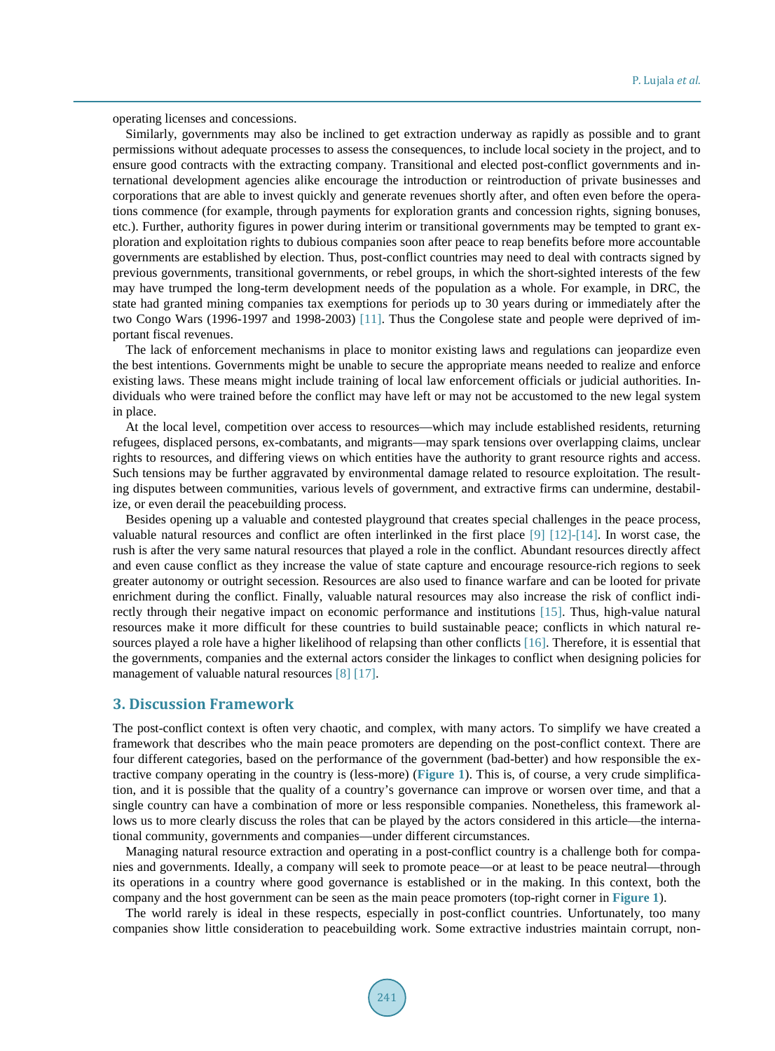operating licenses and concessions.

Similarly, governments may also be inclined to get extraction underway as rapidly as possible and to grant permissions without adequate processes to assess the consequences, to include local society in the project, and to ensure good contracts with the extracting company. Transitional and elected post-conflict governments and international development agencies alike encourage the introduction or reintroduction of private businesses and corporations that are able to invest quickly and generate revenues shortly after, and often even before the operations commence (for example, through payments for exploration grants and concession rights, signing bonuses, etc.). Further, authority figures in power during interim or transitional governments may be tempted to grant exploration and exploitation rights to dubious companies soon after peace to reap benefits before more accountable governments are established by election. Thus, post-conflict countries may need to deal with contracts signed by previous governments, transitional governments, or rebel groups, in which the short-sighted interests of the few may have trumped the long-term development needs of the population as a whole. For example, in DRC, the state had granted mining companies tax exemptions for periods up to 30 years during or immediately after the two Congo Wars (1996-1997 and 1998-2003) [11]. Thus the Congolese state and people were deprived of important fiscal revenues.

The lack of enforcement mechanisms in place to monitor existing laws and regulations can jeopardize even the best intentions. Governments might be unable to secure the appropriate means needed to realize and enforce existing laws. These means might include training of local law enforcement officials or judicial authorities. Individuals who were trained before the conflict may have left or may not be accustomed to the new legal system in place.

At the local level, competition over access to resources—which may include established residents, returning refugees, displaced persons, ex-combatants, and migrants—may spark tensions over overlapping claims, unclear rights to resources, and differing views on which entities have the authority to grant resource rights and access. Such tensions may be further aggravated by environmental damage related to resource exploitation. The resulting disputes between communities, various levels of government, and extractive firms can undermine, destabilize, or even derail the peacebuilding process.

Besides opening up a valuable and contested playground that creates special challenges in the peace process, valuable natural resources and conflict are often interlinked in the first place [9] [12]-[14]. In worst case, the rush is after the very same natural resources that played a role in the conflict. Abundant resources directly affect and even cause conflict as they increase the value of state capture and encourage resource-rich regions to seek greater autonomy or outright secession. Resources are also used to finance warfare and can be looted for private enrichment during the conflict. Finally, valuable natural resources may also increase the risk of conflict indirectly through their negative impact on economic performance and institutions [15]. Thus, high-value natural resources make it more difficult for these countries to build sustainable peace; conflicts in which natural resources played a role have a higher likelihood of relapsing than other conflicts [16]. Therefore, it is essential that the governments, companies and the external actors consider the linkages to conflict when designing policies for management of valuable natural resources [8] [17].

## 3. Discussion Framework

The post-conflict context is often very chaotic, and complex, with many actors. To simplify we have created a framework that describes who the main peace promoters are depending on the post-conflict context. There are four different categories, based on the performance of the government (bad-better) and how responsible the extractive company operating in the country is (less-more) (**Figure 1**). This is, of course, a very crude simplification, and it is possible that the quality of a country's governance can improve or worsen over time, and that a single country can have a combination of more or less responsible companies. Nonetheless, this framework allows us to more clearly discuss the roles that can be played by the actors considered in this article—the international community, governments and companies—under different circumstances.

Managing natural resource extraction and operating in a post-conflict country is a challenge both for companies and governments. Ideally, a company will seek to promote peace—or at least to be peace neutral—through its operations in a country where good governance is established or in the making. In this context, both the company and the host government can be seen as the main peace promoters (top-right corner in **Figure 1**).

The world rarely is ideal in these respects, especially in post-conflict countries. Unfortunately, too many companies show little consideration to peacebuilding work. Some extractive industries maintain corrupt, non-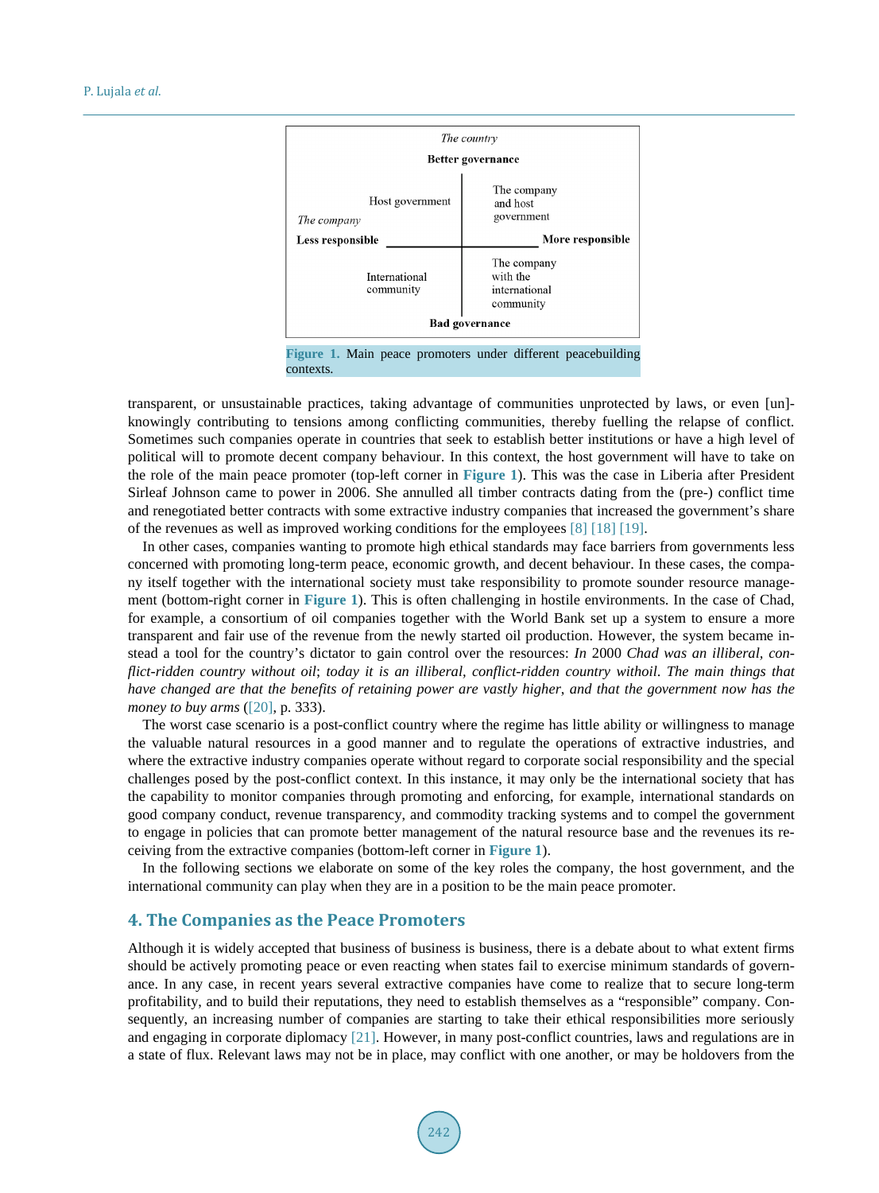| *The country* | |
|---|---|
| **Better governance** | |
| Host government | The company and host government |
| *The company* **Less responsible** | **More responsible** |
| International community | The company with the international community |
| **Bad governance** | |

**Figure 1.** Main peace promoters under different peacebuilding contexts.

transparent, or unsustainable practices, taking advantage of communities unprotected by laws, or even [un]-knowingly contributing to tensions among conflicting communities, thereby fuelling the relapse of conflict. Sometimes such companies operate in countries that seek to establish better institutions or have a high level of political will to promote decent company behaviour. In this context, the host government will have to take on the role of the main peace promoter (top-left corner in **Figure 1**). This was the case in Liberia after President Sirleaf Johnson came to power in 2006. She annulled all timber contracts dating from the (pre-) conflict time and renegotiated better contracts with some extractive industry companies that increased the government's share of the revenues as well as improved working conditions for the employees [8] [18] [19].

In other cases, companies wanting to promote high ethical standards may face barriers from governments less concerned with promoting long-term peace, economic growth, and decent behaviour. In these cases, the company itself together with the international society must take responsibility to promote sounder resource management (bottom-right corner in **Figure 1**). This is often challenging in hostile environments. In the case of Chad, for example, a consortium of oil companies together with the World Bank set up a system to ensure a more transparent and fair use of the revenue from the newly started oil production. However, the system became instead a tool for the country's dictator to gain control over the resources: *In* 2000 *Chad was an illiberal, conflict-ridden country without oil*; *today it is an illiberal, conflict-ridden country withoil. The main things that have changed are that the benefits of retaining power are vastly higher, and that the government now has the money to buy arms* ([20], p. 333).

The worst case scenario is a post-conflict country where the regime has little ability or willingness to manage the valuable natural resources in a good manner and to regulate the operations of extractive industries, and where the extractive industry companies operate without regard to corporate social responsibility and the special challenges posed by the post-conflict context. In this instance, it may only be the international society that has the capability to monitor companies through promoting and enforcing, for example, international standards on good company conduct, revenue transparency, and commodity tracking systems and to compel the government to engage in policies that can promote better management of the natural resource base and the revenues its receiving from the extractive companies (bottom-left corner in **Figure 1**).

In the following sections we elaborate on some of the key roles the company, the host government, and the international community can play when they are in a position to be the main peace promoter.

## 4. The Companies as the Peace Promoters

Although it is widely accepted that business of business is business, there is a debate about to what extent firms should be actively promoting peace or even reacting when states fail to exercise minimum standards of governance. In any case, in recent years several extractive companies have come to realize that to secure long-term profitability, and to build their reputations, they need to establish themselves as a "responsible" company. Consequently, an increasing number of companies are starting to take their ethical responsibilities more seriously and engaging in corporate diplomacy [21]. However, in many post-conflict countries, laws and regulations are in a state of flux. Relevant laws may not be in place, may conflict with one another, or may be holdovers from the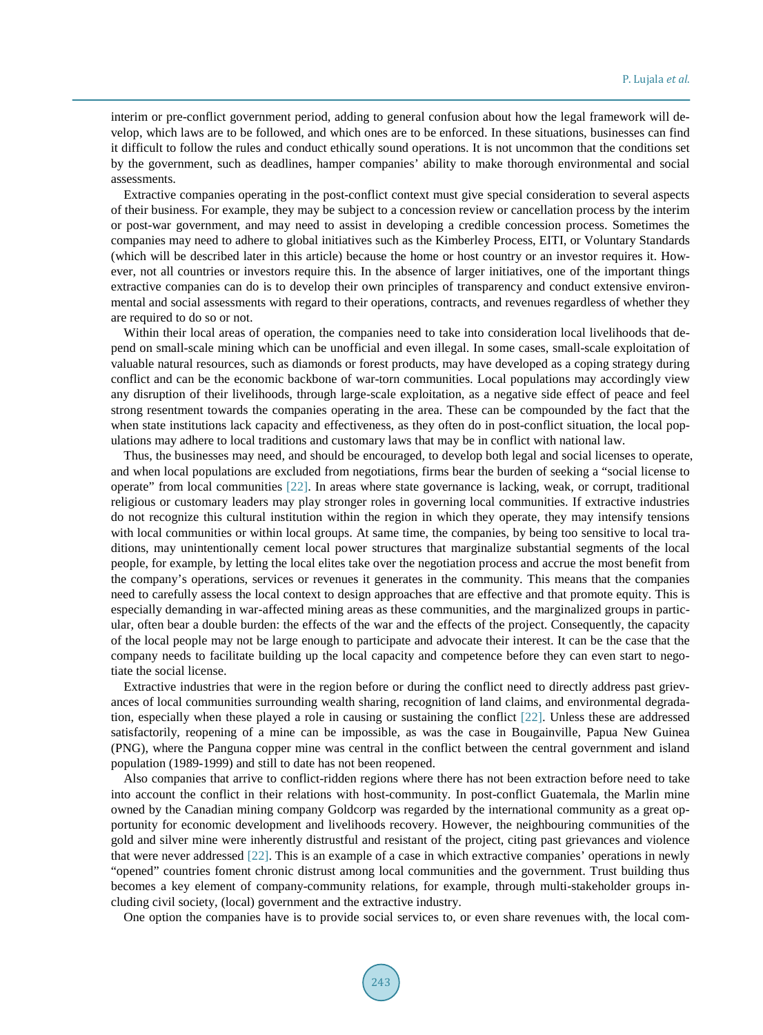interim or pre-conflict government period, adding to general confusion about how the legal framework will develop, which laws are to be followed, and which ones are to be enforced. In these situations, businesses can find it difficult to follow the rules and conduct ethically sound operations. It is not uncommon that the conditions set by the government, such as deadlines, hamper companies' ability to make thorough environmental and social assessments.

Extractive companies operating in the post-conflict context must give special consideration to several aspects of their business. For example, they may be subject to a concession review or cancellation process by the interim or post-war government, and may need to assist in developing a credible concession process. Sometimes the companies may need to adhere to global initiatives such as the Kimberley Process, EITI, or Voluntary Standards (which will be described later in this article) because the home or host country or an investor requires it. However, not all countries or investors require this. In the absence of larger initiatives, one of the important things extractive companies can do is to develop their own principles of transparency and conduct extensive environmental and social assessments with regard to their operations, contracts, and revenues regardless of whether they are required to do so or not.

Within their local areas of operation, the companies need to take into consideration local livelihoods that depend on small-scale mining which can be unofficial and even illegal. In some cases, small-scale exploitation of valuable natural resources, such as diamonds or forest products, may have developed as a coping strategy during conflict and can be the economic backbone of war-torn communities. Local populations may accordingly view any disruption of their livelihoods, through large-scale exploitation, as a negative side effect of peace and feel strong resentment towards the companies operating in the area. These can be compounded by the fact that the when state institutions lack capacity and effectiveness, as they often do in post-conflict situation, the local populations may adhere to local traditions and customary laws that may be in conflict with national law.

Thus, the businesses may need, and should be encouraged, to develop both legal and social licenses to operate, and when local populations are excluded from negotiations, firms bear the burden of seeking a "social license to operate" from local communities [22]. In areas where state governance is lacking, weak, or corrupt, traditional religious or customary leaders may play stronger roles in governing local communities. If extractive industries do not recognize this cultural institution within the region in which they operate, they may intensify tensions with local communities or within local groups. At same time, the companies, by being too sensitive to local traditions, may unintentionally cement local power structures that marginalize substantial segments of the local people, for example, by letting the local elites take over the negotiation process and accrue the most benefit from the company's operations, services or revenues it generates in the community. This means that the companies need to carefully assess the local context to design approaches that are effective and that promote equity. This is especially demanding in war-affected mining areas as these communities, and the marginalized groups in particular, often bear a double burden: the effects of the war and the effects of the project. Consequently, the capacity of the local people may not be large enough to participate and advocate their interest. It can be the case that the company needs to facilitate building up the local capacity and competence before they can even start to negotiate the social license.

Extractive industries that were in the region before or during the conflict need to directly address past grievances of local communities surrounding wealth sharing, recognition of land claims, and environmental degradation, especially when these played a role in causing or sustaining the conflict [22]. Unless these are addressed satisfactorily, reopening of a mine can be impossible, as was the case in Bougainville, Papua New Guinea (PNG), where the Panguna copper mine was central in the conflict between the central government and island population (1989-1999) and still to date has not been reopened.

Also companies that arrive to conflict-ridden regions where there has not been extraction before need to take into account the conflict in their relations with host-community. In post-conflict Guatemala, the Marlin mine owned by the Canadian mining company Goldcorp was regarded by the international community as a great opportunity for economic development and livelihoods recovery. However, the neighbouring communities of the gold and silver mine were inherently distrustful and resistant of the project, citing past grievances and violence that were never addressed [22]. This is an example of a case in which extractive companies' operations in newly "opened" countries foment chronic distrust among local communities and the government. Trust building thus becomes a key element of company-community relations, for example, through multi-stakeholder groups including civil society, (local) government and the extractive industry.

One option the companies have is to provide social services to, or even share revenues with, the local com-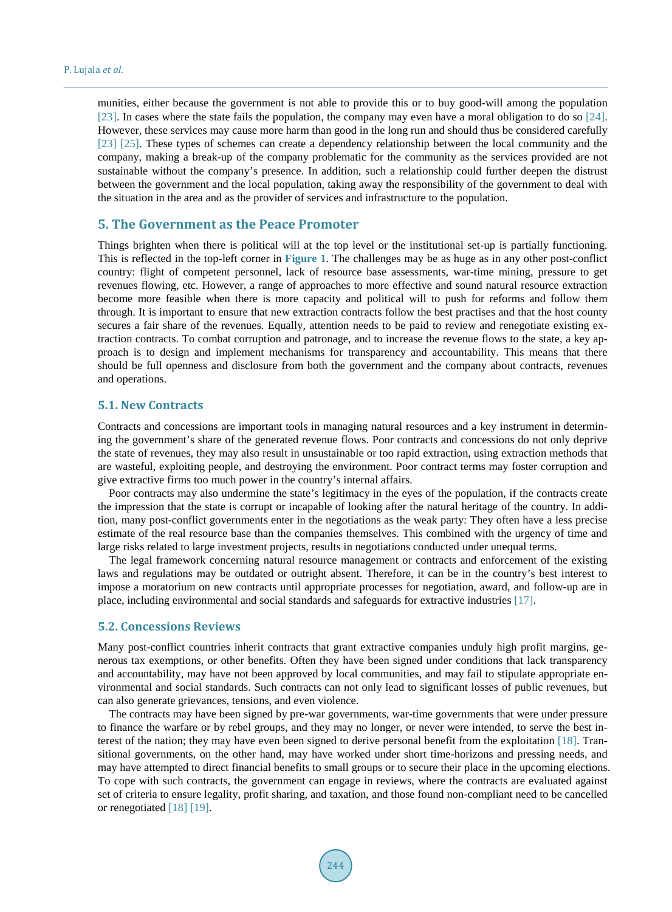munities, either because the government is not able to provide this or to buy good-will among the population [23]. In cases where the state fails the population, the company may even have a moral obligation to do so [24]. However, these services may cause more harm than good in the long run and should thus be considered carefully [23] [25]. These types of schemes can create a dependency relationship between the local community and the company, making a break-up of the company problematic for the community as the services provided are not sustainable without the company's presence. In addition, such a relationship could further deepen the distrust between the government and the local population, taking away the responsibility of the government to deal with the situation in the area and as the provider of services and infrastructure to the population.

## 5. The Government as the Peace Promoter

Things brighten when there is political will at the top level or the institutional set-up is partially functioning. This is reflected in the top-left corner in **Figure 1**. The challenges may be as huge as in any other post-conflict country: flight of competent personnel, lack of resource base assessments, war-time mining, pressure to get revenues flowing, etc. However, a range of approaches to more effective and sound natural resource extraction become more feasible when there is more capacity and political will to push for reforms and follow them through. It is important to ensure that new extraction contracts follow the best practises and that the host county secures a fair share of the revenues. Equally, attention needs to be paid to review and renegotiate existing extraction contracts. To combat corruption and patronage, and to increase the revenue flows to the state, a key approach is to design and implement mechanisms for transparency and accountability. This means that there should be full openness and disclosure from both the government and the company about contracts, revenues and operations.

### 5.1. New Contracts

Contracts and concessions are important tools in managing natural resources and a key instrument in determining the government's share of the generated revenue flows. Poor contracts and concessions do not only deprive the state of revenues, they may also result in unsustainable or too rapid extraction, using extraction methods that are wasteful, exploiting people, and destroying the environment. Poor contract terms may foster corruption and give extractive firms too much power in the country's internal affairs.

Poor contracts may also undermine the state's legitimacy in the eyes of the population, if the contracts create the impression that the state is corrupt or incapable of looking after the natural heritage of the country. In addition, many post-conflict governments enter in the negotiations as the weak party: They often have a less precise estimate of the real resource base than the companies themselves. This combined with the urgency of time and large risks related to large investment projects, results in negotiations conducted under unequal terms.

The legal framework concerning natural resource management or contracts and enforcement of the existing laws and regulations may be outdated or outright absent. Therefore, it can be in the country's best interest to impose a moratorium on new contracts until appropriate processes for negotiation, award, and follow-up are in place, including environmental and social standards and safeguards for extractive industries [17].

### 5.2. Concessions Reviews

Many post-conflict countries inherit contracts that grant extractive companies unduly high profit margins, generous tax exemptions, or other benefits. Often they have been signed under conditions that lack transparency and accountability, may have not been approved by local communities, and may fail to stipulate appropriate environmental and social standards. Such contracts can not only lead to significant losses of public revenues, but can also generate grievances, tensions, and even violence.

The contracts may have been signed by pre-war governments, war-time governments that were under pressure to finance the warfare or by rebel groups, and they may no longer, or never were intended, to serve the best interest of the nation; they may have even been signed to derive personal benefit from the exploitation [18]. Transitional governments, on the other hand, may have worked under short time-horizons and pressing needs, and may have attempted to direct financial benefits to small groups or to secure their place in the upcoming elections. To cope with such contracts, the government can engage in reviews, where the contracts are evaluated against set of criteria to ensure legality, profit sharing, and taxation, and those found non-compliant need to be cancelled or renegotiated [18] [19].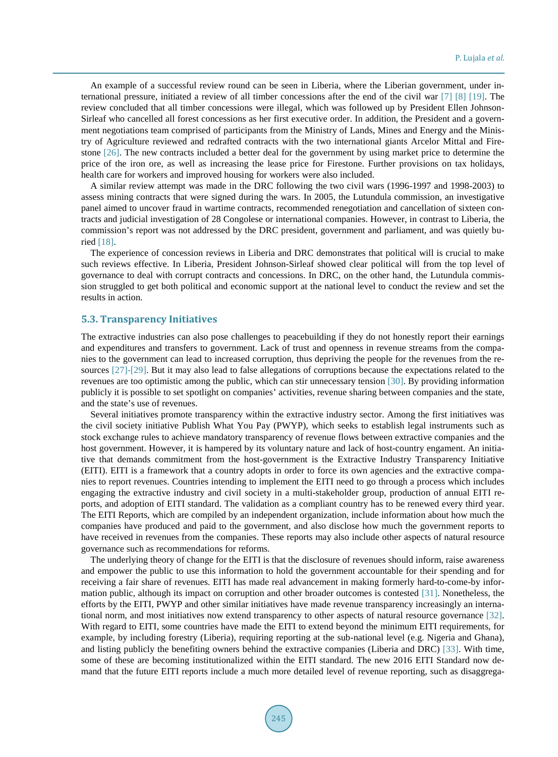An example of a successful review round can be seen in Liberia, where the Liberian government, under international pressure, initiated a review of all timber concessions after the end of the civil war [7] [8] [19]. The review concluded that all timber concessions were illegal, which was followed up by President Ellen Johnson-Sirleaf who cancelled all forest concessions as her first executive order. In addition, the President and a government negotiations team comprised of participants from the Ministry of Lands, Mines and Energy and the Ministry of Agriculture reviewed and redrafted contracts with the two international giants Arcelor Mittal and Firestone [26]. The new contracts included a better deal for the government by using market price to determine the price of the iron ore, as well as increasing the lease price for Firestone. Further provisions on tax holidays, health care for workers and improved housing for workers were also included.

A similar review attempt was made in the DRC following the two civil wars (1996-1997 and 1998-2003) to assess mining contracts that were signed during the wars. In 2005, the Lutundula commission, an investigative panel aimed to uncover fraud in wartime contracts, recommended renegotiation and cancellation of sixteen contracts and judicial investigation of 28 Congolese or international companies. However, in contrast to Liberia, the commission's report was not addressed by the DRC president, government and parliament, and was quietly buried [18].

The experience of concession reviews in Liberia and DRC demonstrates that political will is crucial to make such reviews effective. In Liberia, President Johnson-Sirleaf showed clear political will from the top level of governance to deal with corrupt contracts and concessions. In DRC, on the other hand, the Lutundula commission struggled to get both political and economic support at the national level to conduct the review and set the results in action.

### 5.3. Transparency Initiatives

The extractive industries can also pose challenges to peacebuilding if they do not honestly report their earnings and expenditures and transfers to government. Lack of trust and openness in revenue streams from the companies to the government can lead to increased corruption, thus depriving the people for the revenues from the resources [27]-[29]. But it may also lead to false allegations of corruptions because the expectations related to the revenues are too optimistic among the public, which can stir unnecessary tension [30]. By providing information publicly it is possible to set spotlight on companies' activities, revenue sharing between companies and the state, and the state's use of revenues.

Several initiatives promote transparency within the extractive industry sector. Among the first initiatives was the civil society initiative Publish What You Pay (PWYP), which seeks to establish legal instruments such as stock exchange rules to achieve mandatory transparency of revenue flows between extractive companies and the host government. However, it is hampered by its voluntary nature and lack of host-country engament. An initiative that demands commitment from the host-government is the Extractive Industry Transparency Initiative (EITI). EITI is a framework that a country adopts in order to force its own agencies and the extractive companies to report revenues. Countries intending to implement the EITI need to go through a process which includes engaging the extractive industry and civil society in a multi-stakeholder group, production of annual EITI reports, and adoption of EITI standard. The validation as a compliant country has to be renewed every third year. The EITI Reports, which are compiled by an independent organization, include information about how much the companies have produced and paid to the government, and also disclose how much the government reports to have received in revenues from the companies. These reports may also include other aspects of natural resource governance such as recommendations for reforms.

The underlying theory of change for the EITI is that the disclosure of revenues should inform, raise awareness and empower the public to use this information to hold the government accountable for their spending and for receiving a fair share of revenues. EITI has made real advancement in making formerly hard-to-come-by information public, although its impact on corruption and other broader outcomes is contested [31]. Nonetheless, the efforts by the EITI, PWYP and other similar initiatives have made revenue transparency increasingly an international norm, and most initiatives now extend transparency to other aspects of natural resource governance [32]. With regard to EITI, some countries have made the EITI to extend beyond the minimum EITI requirements, for example, by including forestry (Liberia), requiring reporting at the sub-national level (e.g. Nigeria and Ghana), and listing publicly the benefiting owners behind the extractive companies (Liberia and DRC) [33]. With time, some of these are becoming institutionalized within the EITI standard. The new 2016 EITI Standard now demand that the future EITI reports include a much more detailed level of revenue reporting, such as disaggrega-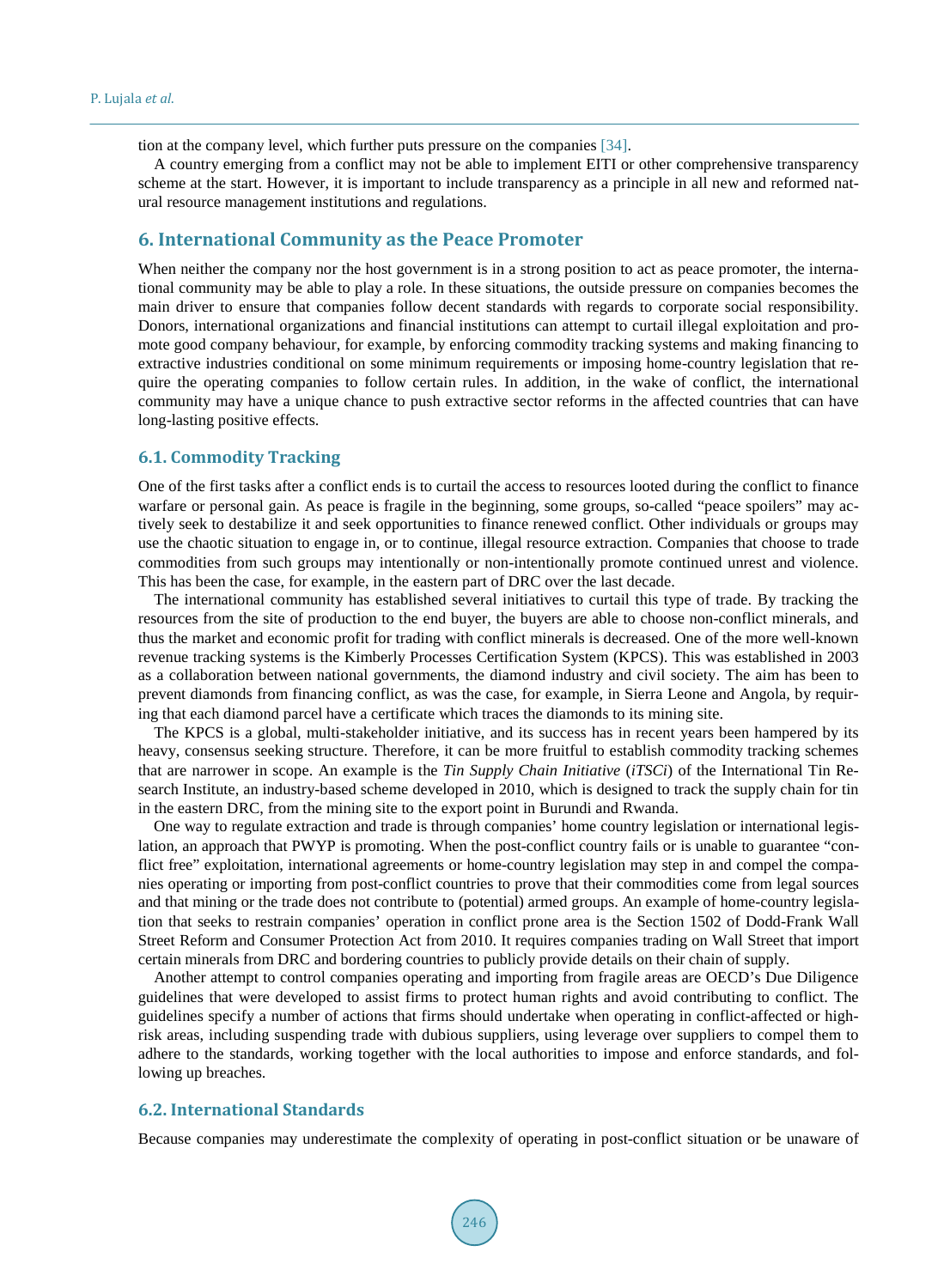tion at the company level, which further puts pressure on the companies [34].

A country emerging from a conflict may not be able to implement EITI or other comprehensive transparency scheme at the start. However, it is important to include transparency as a principle in all new and reformed natural resource management institutions and regulations.

## 6. International Community as the Peace Promoter

When neither the company nor the host government is in a strong position to act as peace promoter, the international community may be able to play a role. In these situations, the outside pressure on companies becomes the main driver to ensure that companies follow decent standards with regards to corporate social responsibility. Donors, international organizations and financial institutions can attempt to curtail illegal exploitation and promote good company behaviour, for example, by enforcing commodity tracking systems and making financing to extractive industries conditional on some minimum requirements or imposing home-country legislation that require the operating companies to follow certain rules. In addition, in the wake of conflict, the international community may have a unique chance to push extractive sector reforms in the affected countries that can have long-lasting positive effects.

### 6.1. Commodity Tracking

One of the first tasks after a conflict ends is to curtail the access to resources looted during the conflict to finance warfare or personal gain. As peace is fragile in the beginning, some groups, so-called "peace spoilers" may actively seek to destabilize it and seek opportunities to finance renewed conflict. Other individuals or groups may use the chaotic situation to engage in, or to continue, illegal resource extraction. Companies that choose to trade commodities from such groups may intentionally or non-intentionally promote continued unrest and violence. This has been the case, for example, in the eastern part of DRC over the last decade.

The international community has established several initiatives to curtail this type of trade. By tracking the resources from the site of production to the end buyer, the buyers are able to choose non-conflict minerals, and thus the market and economic profit for trading with conflict minerals is decreased. One of the more well-known revenue tracking systems is the Kimberly Processes Certification System (KPCS). This was established in 2003 as a collaboration between national governments, the diamond industry and civil society. The aim has been to prevent diamonds from financing conflict, as was the case, for example, in Sierra Leone and Angola, by requiring that each diamond parcel have a certificate which traces the diamonds to its mining site.

The KPCS is a global, multi-stakeholder initiative, and its success has in recent years been hampered by its heavy, consensus seeking structure. Therefore, it can be more fruitful to establish commodity tracking schemes that are narrower in scope. An example is the *Tin Supply Chain Initiative* (*iTSCi*) of the International Tin Research Institute, an industry-based scheme developed in 2010, which is designed to track the supply chain for tin in the eastern DRC, from the mining site to the export point in Burundi and Rwanda.

One way to regulate extraction and trade is through companies' home country legislation or international legislation, an approach that PWYP is promoting. When the post-conflict country fails or is unable to guarantee "conflict free" exploitation, international agreements or home-country legislation may step in and compel the companies operating or importing from post-conflict countries to prove that their commodities come from legal sources and that mining or the trade does not contribute to (potential) armed groups. An example of home-country legislation that seeks to restrain companies' operation in conflict prone area is the Section 1502 of Dodd-Frank Wall Street Reform and Consumer Protection Act from 2010. It requires companies trading on Wall Street that import certain minerals from DRC and bordering countries to publicly provide details on their chain of supply.

Another attempt to control companies operating and importing from fragile areas are OECD's Due Diligence guidelines that were developed to assist firms to protect human rights and avoid contributing to conflict. The guidelines specify a number of actions that firms should undertake when operating in conflict-affected or high-risk areas, including suspending trade with dubious suppliers, using leverage over suppliers to compel them to adhere to the standards, working together with the local authorities to impose and enforce standards, and following up breaches.

### 6.2. International Standards

Because companies may underestimate the complexity of operating in post-conflict situation or be unaware of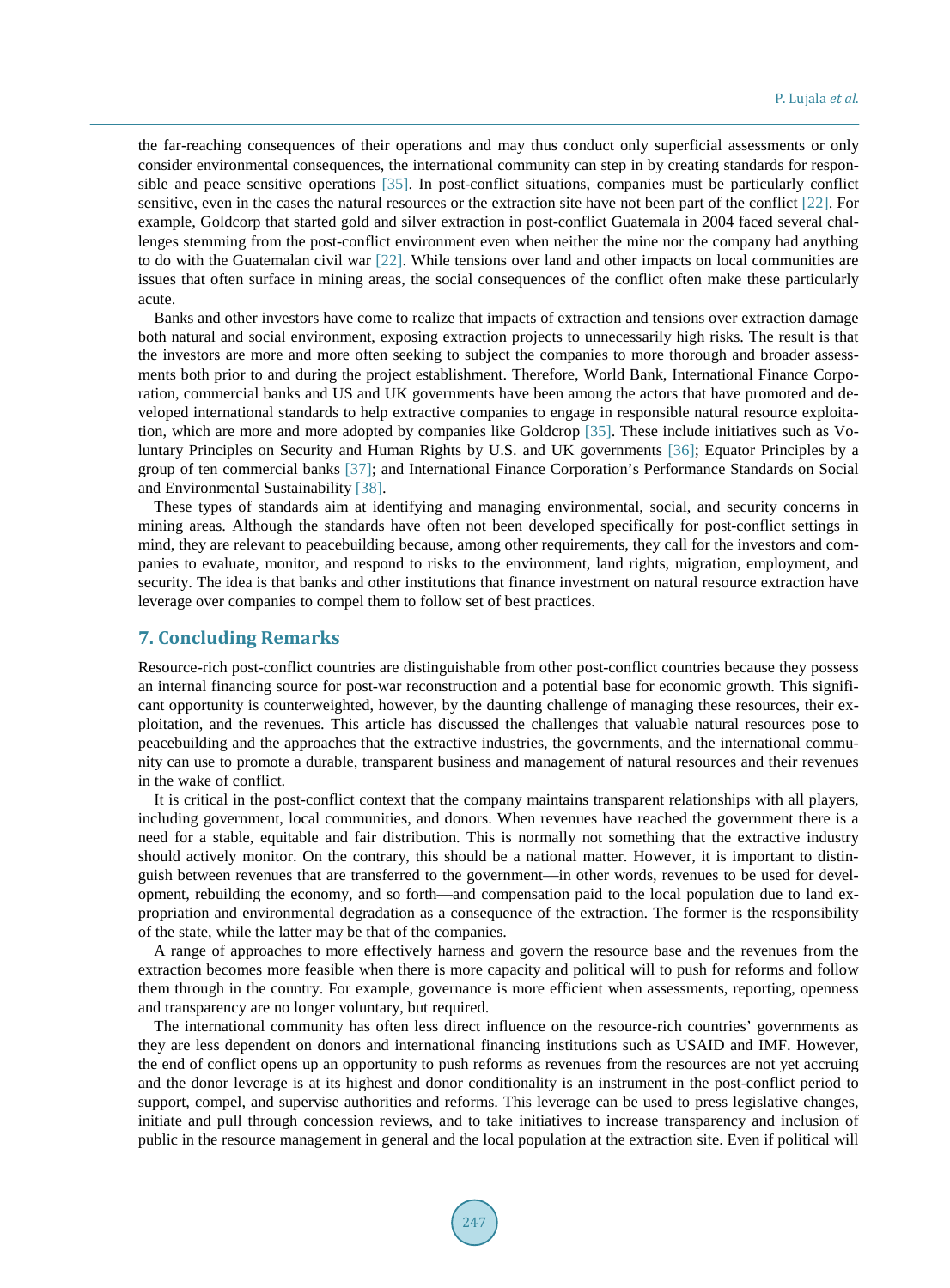the far-reaching consequences of their operations and may thus conduct only superficial assessments or only consider environmental consequences, the international community can step in by creating standards for responsible and peace sensitive operations [35]. In post-conflict situations, companies must be particularly conflict sensitive, even in the cases the natural resources or the extraction site have not been part of the conflict [22]. For example, Goldcorp that started gold and silver extraction in post-conflict Guatemala in 2004 faced several challenges stemming from the post-conflict environment even when neither the mine nor the company had anything to do with the Guatemalan civil war [22]. While tensions over land and other impacts on local communities are issues that often surface in mining areas, the social consequences of the conflict often make these particularly acute.

Banks and other investors have come to realize that impacts of extraction and tensions over extraction damage both natural and social environment, exposing extraction projects to unnecessarily high risks. The result is that the investors are more and more often seeking to subject the companies to more thorough and broader assessments both prior to and during the project establishment. Therefore, World Bank, International Finance Corporation, commercial banks and US and UK governments have been among the actors that have promoted and developed international standards to help extractive companies to engage in responsible natural resource exploitation, which are more and more adopted by companies like Goldcrop [35]. These include initiatives such as Voluntary Principles on Security and Human Rights by U.S. and UK governments [36]; Equator Principles by a group of ten commercial banks [37]; and International Finance Corporation's Performance Standards on Social and Environmental Sustainability [38].

These types of standards aim at identifying and managing environmental, social, and security concerns in mining areas. Although the standards have often not been developed specifically for post-conflict settings in mind, they are relevant to peacebuilding because, among other requirements, they call for the investors and companies to evaluate, monitor, and respond to risks to the environment, land rights, migration, employment, and security. The idea is that banks and other institutions that finance investment on natural resource extraction have leverage over companies to compel them to follow set of best practices.

## 7. Concluding Remarks

Resource-rich post-conflict countries are distinguishable from other post-conflict countries because they possess an internal financing source for post-war reconstruction and a potential base for economic growth. This significant opportunity is counterweighted, however, by the daunting challenge of managing these resources, their exploitation, and the revenues. This article has discussed the challenges that valuable natural resources pose to peacebuilding and the approaches that the extractive industries, the governments, and the international community can use to promote a durable, transparent business and management of natural resources and their revenues in the wake of conflict.

It is critical in the post-conflict context that the company maintains transparent relationships with all players, including government, local communities, and donors. When revenues have reached the government there is a need for a stable, equitable and fair distribution. This is normally not something that the extractive industry should actively monitor. On the contrary, this should be a national matter. However, it is important to distinguish between revenues that are transferred to the government—in other words, revenues to be used for development, rebuilding the economy, and so forth—and compensation paid to the local population due to land expropriation and environmental degradation as a consequence of the extraction. The former is the responsibility of the state, while the latter may be that of the companies.

A range of approaches to more effectively harness and govern the resource base and the revenues from the extraction becomes more feasible when there is more capacity and political will to push for reforms and follow them through in the country. For example, governance is more efficient when assessments, reporting, openness and transparency are no longer voluntary, but required.

The international community has often less direct influence on the resource-rich countries' governments as they are less dependent on donors and international financing institutions such as USAID and IMF. However, the end of conflict opens up an opportunity to push reforms as revenues from the resources are not yet accruing and the donor leverage is at its highest and donor conditionality is an instrument in the post-conflict period to support, compel, and supervise authorities and reforms. This leverage can be used to press legislative changes, initiate and pull through concession reviews, and to take initiatives to increase transparency and inclusion of public in the resource management in general and the local population at the extraction site. Even if political will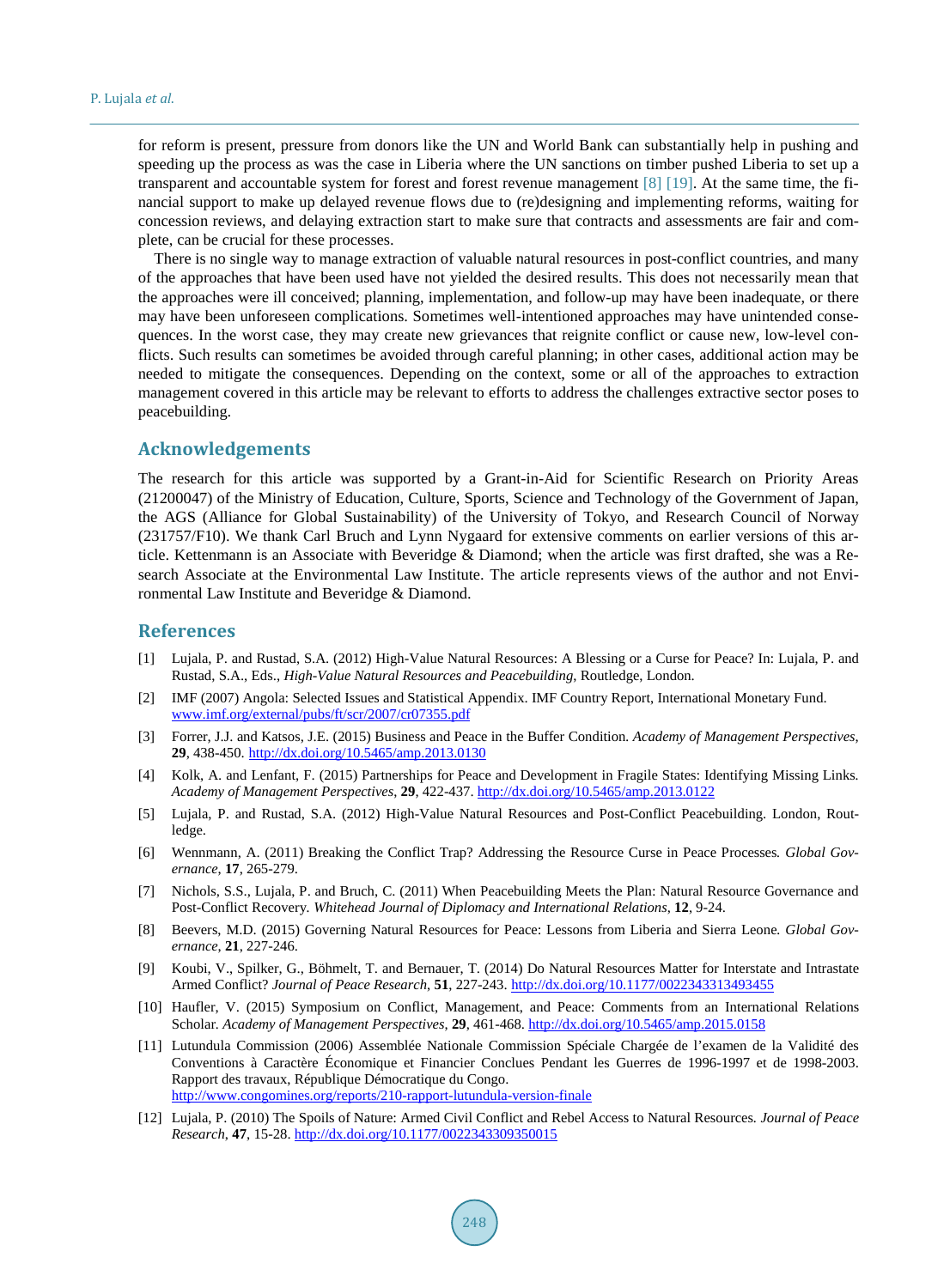for reform is present, pressure from donors like the UN and World Bank can substantially help in pushing and speeding up the process as was the case in Liberia where the UN sanctions on timber pushed Liberia to set up a transparent and accountable system for forest and forest revenue management [8] [19]. At the same time, the financial support to make up delayed revenue flows due to (re)designing and implementing reforms, waiting for concession reviews, and delaying extraction start to make sure that contracts and assessments are fair and complete, can be crucial for these processes.

There is no single way to manage extraction of valuable natural resources in post-conflict countries, and many of the approaches that have been used have not yielded the desired results. This does not necessarily mean that the approaches were ill conceived; planning, implementation, and follow-up may have been inadequate, or there may have been unforeseen complications. Sometimes well-intentioned approaches may have unintended consequences. In the worst case, they may create new grievances that reignite conflict or cause new, low-level conflicts. Such results can sometimes be avoided through careful planning; in other cases, additional action may be needed to mitigate the consequences. Depending on the context, some or all of the approaches to extraction management covered in this article may be relevant to efforts to address the challenges extractive sector poses to peacebuilding.

## Acknowledgements

The research for this article was supported by a Grant-in-Aid for Scientific Research on Priority Areas (21200047) of the Ministry of Education, Culture, Sports, Science and Technology of the Government of Japan, the AGS (Alliance for Global Sustainability) of the University of Tokyo, and Research Council of Norway (231757/F10). We thank Carl Bruch and Lynn Nygaard for extensive comments on earlier versions of this article. Kettenmann is an Associate with Beveridge & Diamond; when the article was first drafted, she was a Research Associate at the Environmental Law Institute. The article represents views of the author and not Environmental Law Institute and Beveridge & Diamond.

## References

[1] Lujala, P. and Rustad, S.A. (2012) High-Value Natural Resources: A Blessing or a Curse for Peace? In: Lujala, P. and Rustad, S.A., Eds., *High-Value Natural Resources and Peacebuilding*, Routledge, London.

[2] IMF (2007) Angola: Selected Issues and Statistical Appendix. IMF Country Report, International Monetary Fund. www.imf.org/external/pubs/ft/scr/2007/cr07355.pdf

[3] Forrer, J.J. and Katsos, J.E. (2015) Business and Peace in the Buffer Condition. *Academy of Management Perspectives*, **29**, 438-450. http://dx.doi.org/10.5465/amp.2013.0130

[4] Kolk, A. and Lenfant, F. (2015) Partnerships for Peace and Development in Fragile States: Identifying Missing Links. *Academy of Management Perspectives*, **29**, 422-437. http://dx.doi.org/10.5465/amp.2013.0122

[5] Lujala, P. and Rustad, S.A. (2012) High-Value Natural Resources and Post-Conflict Peacebuilding. London, Routledge.

[6] Wennmann, A. (2011) Breaking the Conflict Trap? Addressing the Resource Curse in Peace Processes. *Global Governance*, **17**, 265-279.

[7] Nichols, S.S., Lujala, P. and Bruch, C. (2011) When Peacebuilding Meets the Plan: Natural Resource Governance and Post-Conflict Recovery. *Whitehead Journal of Diplomacy and International Relations*, **12**, 9-24.

[8] Beevers, M.D. (2015) Governing Natural Resources for Peace: Lessons from Liberia and Sierra Leone. *Global Governance*, **21**, 227-246.

[9] Koubi, V., Spilker, G., Böhmelt, T. and Bernauer, T. (2014) Do Natural Resources Matter for Interstate and Intrastate Armed Conflict? *Journal of Peace Research*, **51**, 227-243. http://dx.doi.org/10.1177/0022343313493455

[10] Haufler, V. (2015) Symposium on Conflict, Management, and Peace: Comments from an International Relations Scholar. *Academy of Management Perspectives*, **29**, 461-468. http://dx.doi.org/10.5465/amp.2015.0158

[11] Lutundula Commission (2006) Assemblée Nationale Commission Spéciale Chargée de l'examen de la Validité des Conventions à Caractère Économique et Financier Conclues Pendant les Guerres de 1996-1997 et de 1998-2003. Rapport des travaux, République Démocratique du Congo. http://www.congomines.org/reports/210-rapport-lutundula-version-finale

[12] Lujala, P. (2010) The Spoils of Nature: Armed Civil Conflict and Rebel Access to Natural Resources. *Journal of Peace Research*, **47**, 15-28. http://dx.doi.org/10.1177/0022343309350015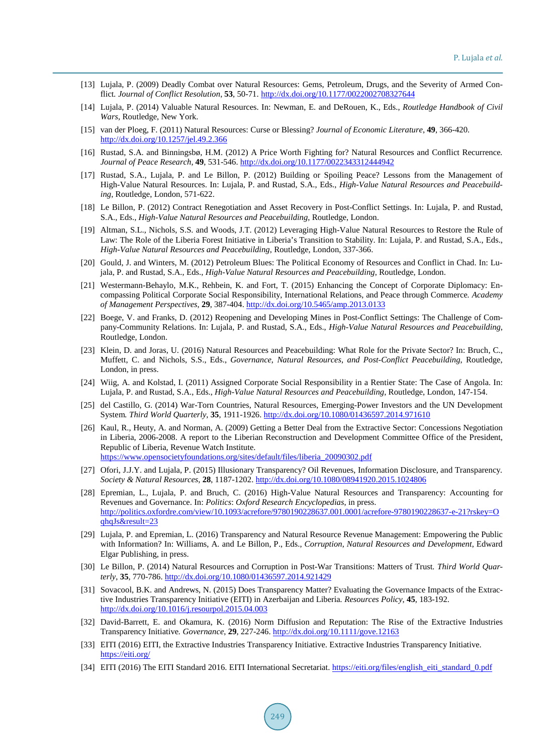[13] Lujala, P. (2009) Deadly Combat over Natural Resources: Gems, Petroleum, Drugs, and the Severity of Armed Conflict. *Journal of Conflict Resolution*, **53**, 50-71. http://dx.doi.org/10.1177/0022002708327644

[14] Lujala, P. (2014) Valuable Natural Resources. In: Newman, E. and DeRouen, K., Eds., *Routledge Handbook of Civil Wars*, Routledge, New York.

[15] van der Ploeg, F. (2011) Natural Resources: Curse or Blessing? *Journal of Economic Literature*, **49**, 366-420. http://dx.doi.org/10.1257/jel.49.2.366

[16] Rustad, S.A. and Binningsbø, H.M. (2012) A Price Worth Fighting for? Natural Resources and Conflict Recurrence. *Journal of Peace Research*, **49**, 531-546. http://dx.doi.org/10.1177/0022343312444942

[17] Rustad, S.A., Lujala, P. and Le Billon, P. (2012) Building or Spoiling Peace? Lessons from the Management of High-Value Natural Resources. In: Lujala, P. and Rustad, S.A., Eds., *High-Value Natural Resources and Peacebuilding*, Routledge, London, 571-622.

[18] Le Billon, P. (2012) Contract Renegotiation and Asset Recovery in Post-Conflict Settings. In: Lujala, P. and Rustad, S.A., Eds., *High-Value Natural Resources and Peacebuilding*, Routledge, London.

[19] Altman, S.L., Nichols, S.S. and Woods, J.T. (2012) Leveraging High-Value Natural Resources to Restore the Rule of Law: The Role of the Liberia Forest Initiative in Liberia's Transition to Stability. In: Lujala, P. and Rustad, S.A., Eds., *High-Value Natural Resources and Peacebuilding*, Routledge, London, 337-366.

[20] Gould, J. and Winters, M. (2012) Petroleum Blues: The Political Economy of Resources and Conflict in Chad. In: Lujala, P. and Rustad, S.A., Eds., *High-Value Natural Resources and Peacebuilding*, Routledge, London.

[21] Westermann-Behaylo, M.K., Rehbein, K. and Fort, T. (2015) Enhancing the Concept of Corporate Diplomacy: Encompassing Political Corporate Social Responsibility, International Relations, and Peace through Commerce. *Academy of Management Perspectives*, **29**, 387-404. http://dx.doi.org/10.5465/amp.2013.0133

[22] Boege, V. and Franks, D. (2012) Reopening and Developing Mines in Post-Conflict Settings: The Challenge of Company-Community Relations. In: Lujala, P. and Rustad, S.A., Eds., *High-Value Natural Resources and Peacebuilding*, Routledge, London.

[23] Klein, D. and Joras, U. (2016) Natural Resources and Peacebuilding: What Role for the Private Sector? In: Bruch, C., Muffett, C. and Nichols, S.S., Eds., *Governance, Natural Resources, and Post-Conflict Peacebuilding*, Routledge, London, in press.

[24] Wiig, A. and Kolstad, I. (2011) Assigned Corporate Social Responsibility in a Rentier State: The Case of Angola. In: Lujala, P. and Rustad, S.A., Eds., *High-Value Natural Resources and Peacebuilding*, Routledge, London, 147-154.

[25] del Castillo, G. (2014) War-Torn Countries, Natural Resources, Emerging-Power Investors and the UN Development System. *Third World Quarterly*, **35**, 1911-1926. http://dx.doi.org/10.1080/01436597.2014.971610

[26] Kaul, R., Heuty, A. and Norman, A. (2009) Getting a Better Deal from the Extractive Sector: Concessions Negotiation in Liberia, 2006-2008. A report to the Liberian Reconstruction and Development Committee Office of the President, Republic of Liberia, Revenue Watch Institute. https://www.opensocietyfoundations.org/sites/default/files/liberia_20090302.pdf

[27] Ofori, J.J.Y. and Lujala, P. (2015) Illusionary Transparency? Oil Revenues, Information Disclosure, and Transparency. *Society & Natural Resources*, **28**, 1187-1202. http://dx.doi.org/10.1080/08941920.2015.1024806

[28] Epremian, L., Lujala, P. and Bruch, C. (2016) High-Value Natural Resources and Transparency: Accounting for Revenues and Governance. In: *Politics*: *Oxford Research Encyclopedias*, in press. http://politics.oxfordre.com/view/10.1093/acrefore/9780190228637.001.0001/acrefore-9780190228637-e-21?rskey=OqhqJs&result=23

[29] Lujala, P. and Epremian, L. (2016) Transparency and Natural Resource Revenue Management: Empowering the Public with Information? In: Williams, A. and Le Billon, P., Eds., *Corruption, Natural Resources and Development*, Edward Elgar Publishing, in press.

[30] Le Billon, P. (2014) Natural Resources and Corruption in Post-War Transitions: Matters of Trust. *Third World Quarterly*, **35**, 770-786. http://dx.doi.org/10.1080/01436597.2014.921429

[31] Sovacool, B.K. and Andrews, N. (2015) Does Transparency Matter? Evaluating the Governance Impacts of the Extractive Industries Transparency Initiative (EITI) in Azerbaijan and Liberia. *Resources Policy*, **45**, 183-192. http://dx.doi.org/10.1016/j.resourpol.2015.04.003

[32] David-Barrett, E. and Okamura, K. (2016) Norm Diffusion and Reputation: The Rise of the Extractive Industries Transparency Initiative. *Governance*, **29**, 227-246. http://dx.doi.org/10.1111/gove.12163

[33] EITI (2016) EITI, the Extractive Industries Transparency Initiative. Extractive Industries Transparency Initiative. https://eiti.org/

[34] EITI (2016) The EITI Standard 2016. EITI International Secretariat. https://eiti.org/files/english_eiti_standard_0.pdf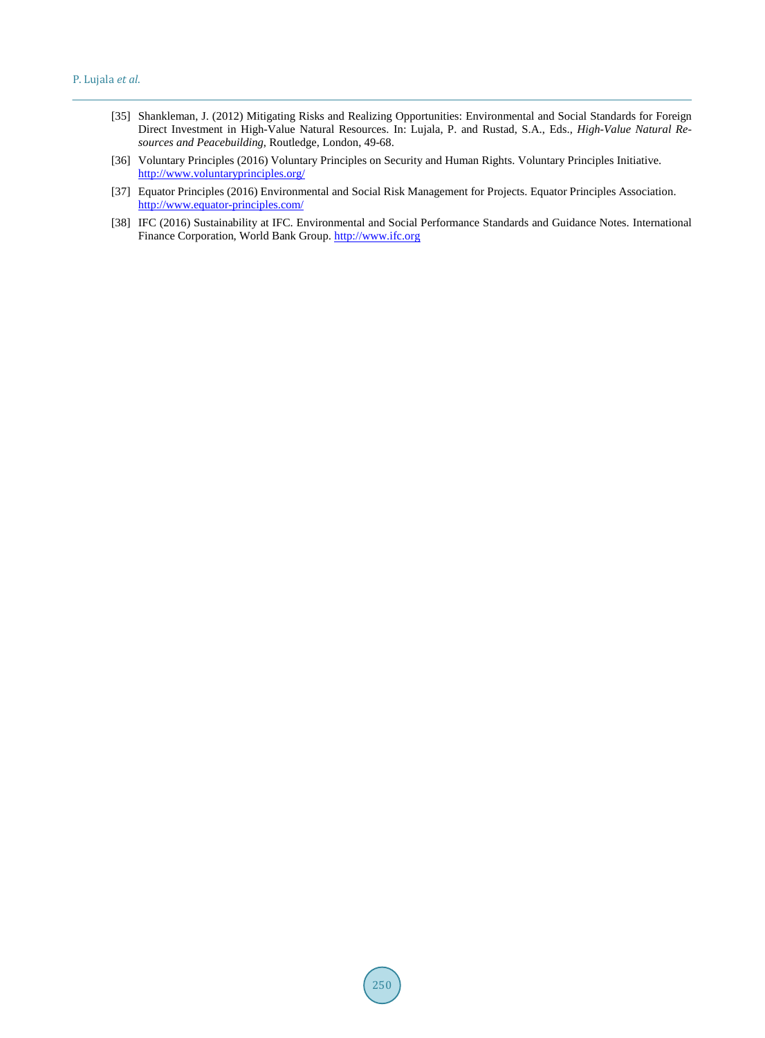[35] Shankleman, J. (2012) Mitigating Risks and Realizing Opportunities: Environmental and Social Standards for Foreign Direct Investment in High-Value Natural Resources. In: Lujala, P. and Rustad, S.A., Eds., *High-Value Natural Resources and Peacebuilding*, Routledge, London, 49-68.

[36] Voluntary Principles (2016) Voluntary Principles on Security and Human Rights. Voluntary Principles Initiative. http://www.voluntaryprinciples.org/

[37] Equator Principles (2016) Environmental and Social Risk Management for Projects. Equator Principles Association. http://www.equator-principles.com/

[38] IFC (2016) Sustainability at IFC. Environmental and Social Performance Standards and Guidance Notes. International Finance Corporation, World Bank Group. http://www.ifc.org